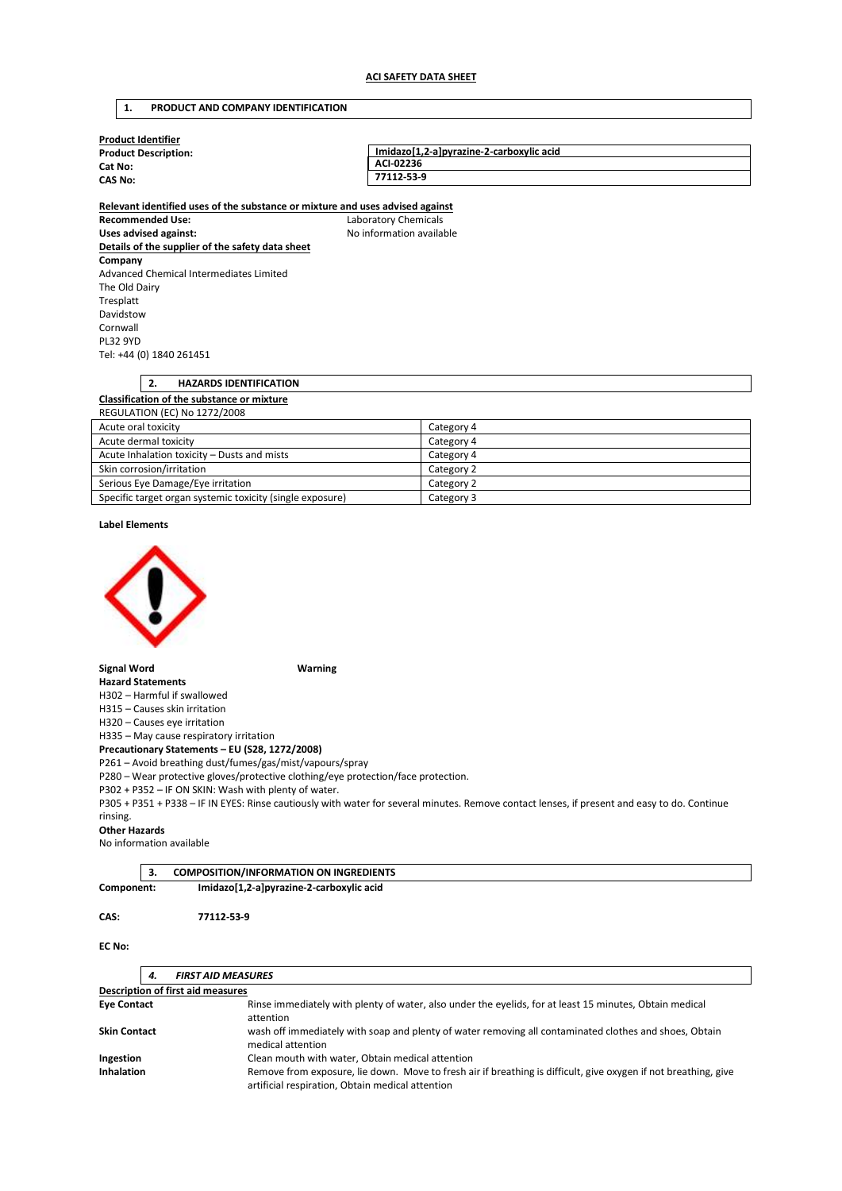**ACI SAFETY DATA SHEET**

## 1. PRODUCT AND COMPANY IDENTIFICATION

**Product Identifier**

| | |
|---|---|
| **Product Description:** | **Imidazo[1,2-a]pyrazine-2-carboxylic acid** |
| **Cat No:** | **ACI-02236** |
| **CAS No:** | **77112-53-9** |

**Relevant identified uses of the substance or mixture and uses advised against**

**Recommended Use:** Laboratory Chemicals
**Uses advised against:** No information available

**Details of the supplier of the safety data sheet**

**Company**
Advanced Chemical Intermediates Limited
The Old Dairy
Tresplatt
Davidstow
Cornwall
PL32 9YD
Tel: +44 (0) 1840 261451

## 2. HAZARDS IDENTIFICATION

**Classification of the substance or mixture**

REGULATION (EC) No 1272/2008

| | |
|---|---|
| Acute oral toxicity | Category 4 |
| Acute dermal toxicity | Category 4 |
| Acute Inhalation toxicity – Dusts and mists | Category 4 |
| Skin corrosion/irritation | Category 2 |
| Serious Eye Damage/Eye irritation | Category 2 |
| Specific target organ systemic toxicity (single exposure) | Category 3 |

**Label Elements**

**Signal Word** **Warning**

**Hazard Statements**
H302 – Harmful if swallowed
H315 – Causes skin irritation
H320 – Causes eye irritation
H335 – May cause respiratory irritation

**Precautionary Statements – EU (S28, 1272/2008)**
P261 – Avoid breathing dust/fumes/gas/mist/vapours/spray
P280 – Wear protective gloves/protective clothing/eye protection/face protection.
P302 + P352 – IF ON SKIN: Wash with plenty of water.
P305 + P351 + P338 – IF IN EYES: Rinse cautiously with water for several minutes. Remove contact lenses, if present and easy to do. Continue rinsing.

**Other Hazards**
No information available

## 3. COMPOSITION/INFORMATION ON INGREDIENTS

**Component:** **Imidazo[1,2-a]pyrazine-2-carboxylic acid**

**CAS:** **77112-53-9**

**EC No:**

## *4. FIRST AID MEASURES*

**Description of first aid measures**

| | |
|---|---|
| **Eye Contact** | Rinse immediately with plenty of water, also under the eyelids, for at least 15 minutes, Obtain medical attention |
| **Skin Contact** | wash off immediately with soap and plenty of water removing all contaminated clothes and shoes, Obtain medical attention |
| **Ingestion** | Clean mouth with water, Obtain medical attention |
| **Inhalation** | Remove from exposure, lie down. Move to fresh air if breathing is difficult, give oxygen if not breathing, give artificial respiration, Obtain medical attention |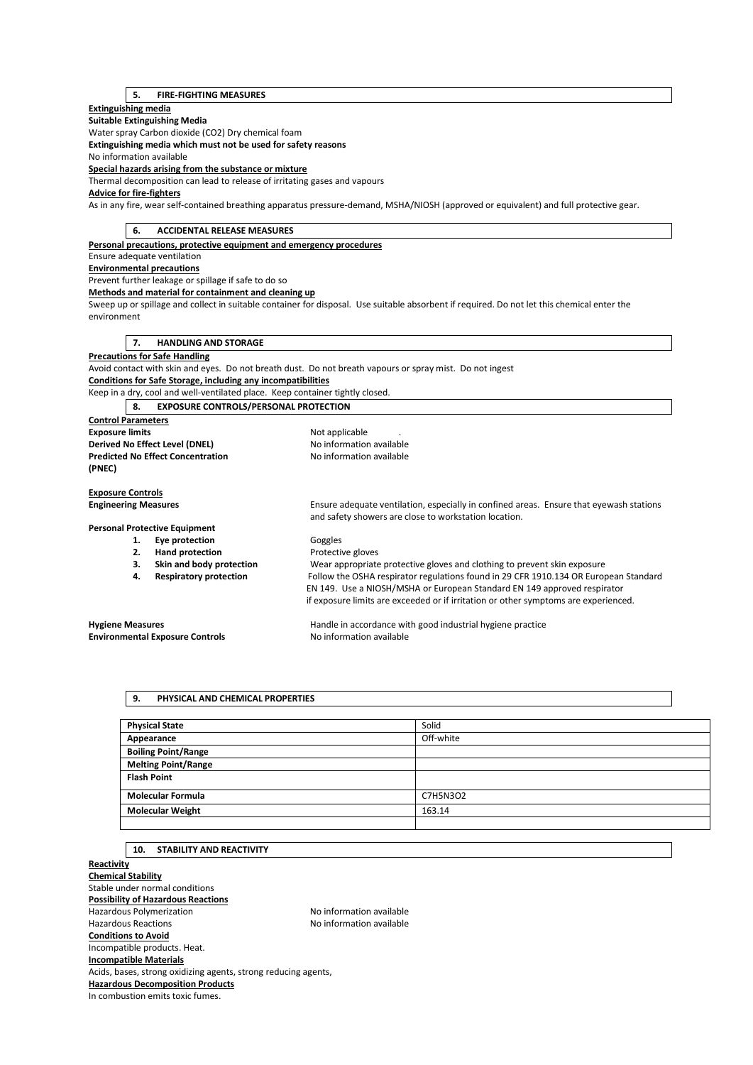## 5. FIRE-FIGHTING MEASURES

**Extinguishing media**

**Suitable Extinguishing Media**

Water spray Carbon dioxide ($CO_2$) Dry chemical foam

**Extinguishing media which must not be used for safety reasons**

No information available

**Special hazards arising from the substance or mixture**

Thermal decomposition can lead to release of irritating gases and vapours

**Advice for fire-fighters**

As in any fire, wear self-contained breathing apparatus pressure-demand, MSHA/NIOSH (approved or equivalent) and full protective gear.

## 6. ACCIDENTAL RELEASE MEASURES

**Personal precautions, protective equipment and emergency procedures**

Ensure adequate ventilation

**Environmental precautions**

Prevent further leakage or spillage if safe to do so

**Methods and material for containment and cleaning up**

Sweep up or spillage and collect in suitable container for disposal. Use suitable absorbent if required. Do not let this chemical enter the environment

## 7. HANDLING AND STORAGE

**Precautions for Safe Handling**

Avoid contact with skin and eyes. Do not breath dust. Do not breath vapours or spray mist. Do not ingest

**Conditions for Safe Storage, including any incompatibilities**

Keep in a dry, cool and well-ventilated place. Keep container tightly closed.

## 8. EXPOSURE CONTROLS/PERSONAL PROTECTION

**Control Parameters**

**Exposure limits** Not applicable .

**Derived No Effect Level (DNEL)** No information available

**Predicted No Effect Concentration (PNEC)** No information available

**Exposure Controls**

**Engineering Measures** Ensure adequate ventilation, especially in confined areas. Ensure that eyewash stations and safety showers are close to workstation location.

**Personal Protective Equipment**

1. **Eye protection** Goggles
2. **Hand protection** Protective gloves
3. **Skin and body protection** Wear appropriate protective gloves and clothing to prevent skin exposure
4. **Respiratory protection** Follow the OSHA respirator regulations found in 29 CFR 1910.134 OR European Standard EN 149. Use a NIOSH/MSHA or European Standard EN 149 approved respirator if exposure limits are exceeded or if irritation or other symptoms are experienced.

**Hygiene Measures** Handle in accordance with good industrial hygiene practice

**Environmental Exposure Controls** No information available

## 9. PHYSICAL AND CHEMICAL PROPERTIES

| Physical State | Solid |
|---|---|
| Appearance | Off-white |
| Boiling Point/Range | |
| Melting Point/Range | |
| Flash Point | |
| Molecular Formula | $C_7H_5N_3O_2$ |
| Molecular Weight | 163.14 |
| | |

## 10. STABILITY AND REACTIVITY

**Reactivity**

**Chemical Stability**

Stable under normal conditions

**Possibility of Hazardous Reactions**

Hazardous Polymerization No information available

Hazardous Reactions No information available

**Conditions to Avoid**

Incompatible products. Heat.

**Incompatible Materials**

Acids, bases, strong oxidizing agents, strong reducing agents,

**Hazardous Decomposition Products**

In combustion emits toxic fumes.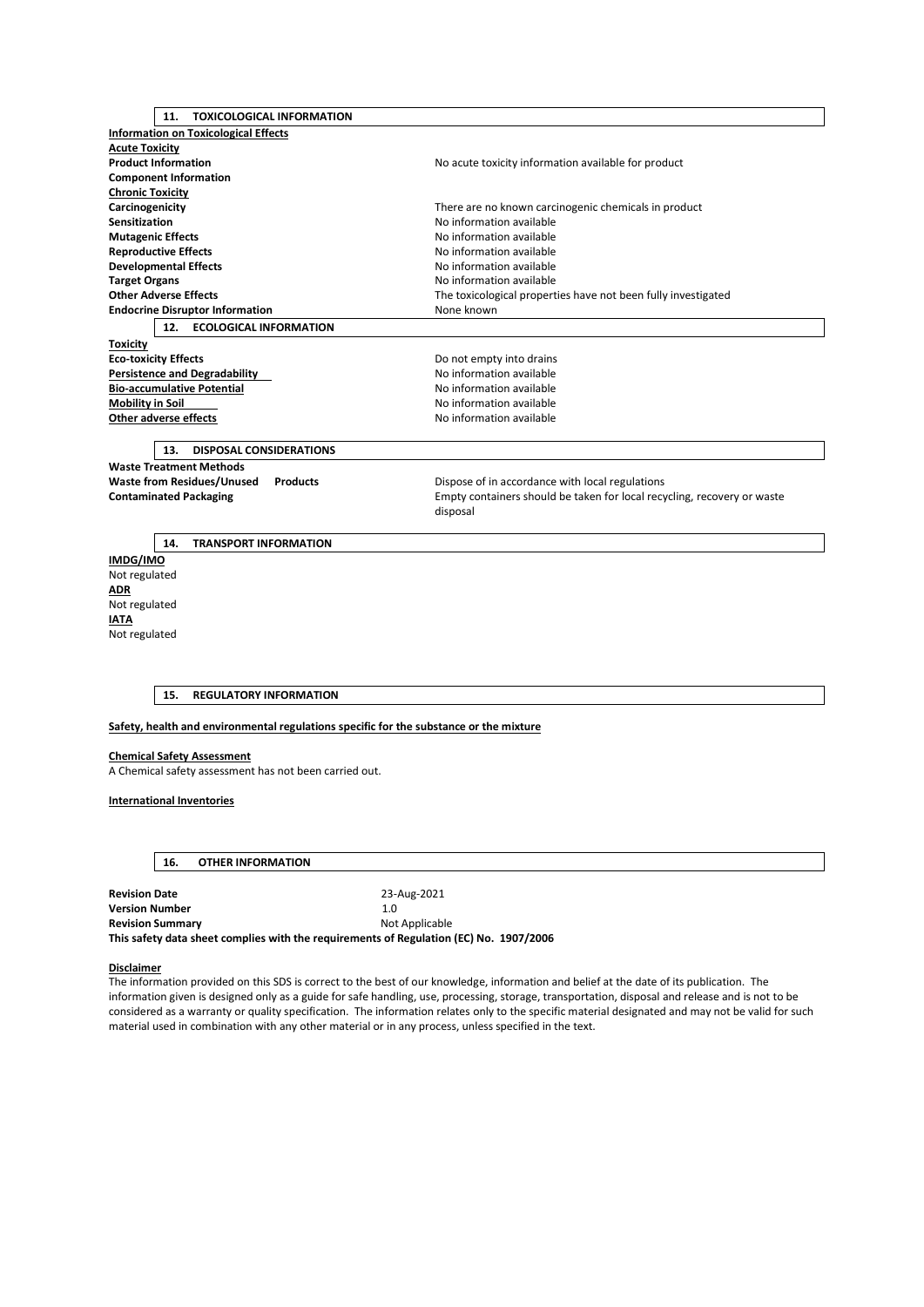## 11. TOXICOLOGICAL INFORMATION

**Information on Toxicological Effects**

**Acute Toxicity**

| | |
|---|---|
| **Product Information** | No acute toxicity information available for product |
| **Component Information** | |

**Chronic Toxicity**

| | |
|---|---|
| **Carcinogenicity** | There are no known carcinogenic chemicals in product |
| **Sensitization** | No information available |
| **Mutagenic Effects** | No information available |
| **Reproductive Effects** | No information available |
| **Developmental Effects** | No information available |
| **Target Organs** | No information available |
| **Other Adverse Effects** | The toxicological properties have not been fully investigated |
| **Endocrine Disruptor Information** | None known |

## 12. ECOLOGICAL INFORMATION

**Toxicity**

| | |
|---|---|
| **Eco-toxicity Effects** | Do not empty into drains |
| **Persistence and Degradability** | No information available |
| **Bio-accumulative Potential** | No information available |
| **Mobility in Soil** | No information available |
| **Other adverse effects** | No information available |

## 13. DISPOSAL CONSIDERATIONS

**Waste Treatment Methods**

| | |
|---|---|
| **Waste from Residues/Unused Products** | Dispose of in accordance with local regulations |
| **Contaminated Packaging** | Empty containers should be taken for local recycling, recovery or waste disposal |

## 14. TRANSPORT INFORMATION

**IMDG/IMO**

Not regulated

**ADR**

Not regulated

**IATA**

Not regulated

## 15. REGULATORY INFORMATION

**Safety, health and environmental regulations specific for the substance or the mixture**

**Chemical Safety Assessment**

A Chemical safety assessment has not been carried out.

**International Inventories**

## 16. OTHER INFORMATION

| | |
|---|---|
| **Revision Date** | 23-Aug-2021 |
| **Version Number** | 1.0 |
| **Revision Summary** | Not Applicable |

**This safety data sheet complies with the requirements of Regulation (EC) No. 1907/2006**

**Disclaimer**

The information provided on this SDS is correct to the best of our knowledge, information and belief at the date of its publication. The information given is designed only as a guide for safe handling, use, processing, storage, transportation, disposal and release and is not to be considered as a warranty or quality specification. The information relates only to the specific material designated and may not be valid for such material used in combination with any other material or in any process, unless specified in the text.